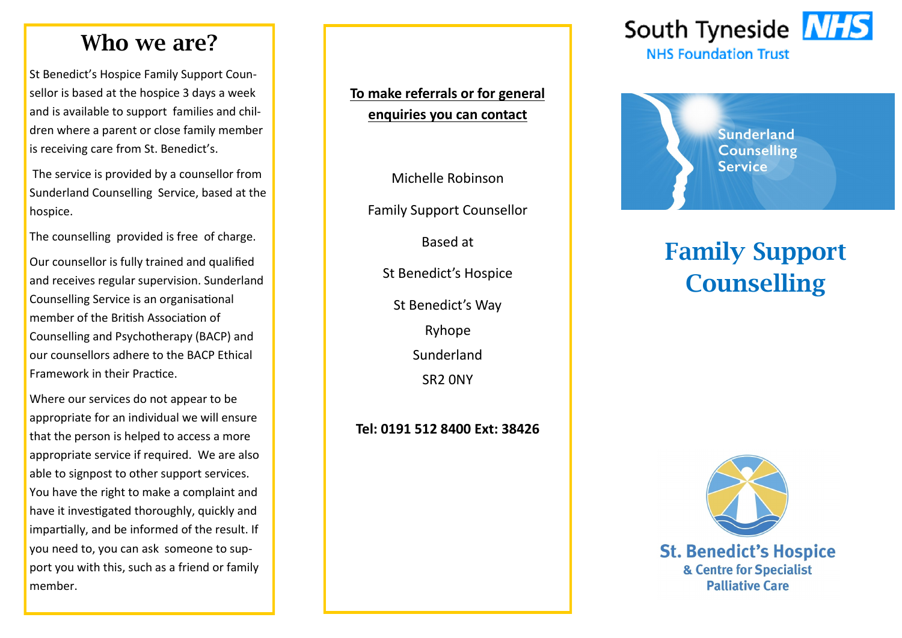# Who we are?

St Benedict's Hospice Family Support Counsellor is based at the hospice 3 days a week and is available to support families and children where a parent or close family member is receiving care from St. Benedict's.

The service is provided by a counsellor from Sunderland Counselling Service, based at the hospice.

The counselling provided is free of charge.

Our counsellor is fully trained and qualified and receives regular supervision. Sunderland Counselling Service is an organisational member of the British Association of Counselling and Psychotherapy (BACP) and our counsellors adhere to the BACP Ethical Framework in their Practice.

Where our services do not appear to be appropriate for an individual we will ensure that the person is helped to access a more appropriate service if required. We are also able to signpost to other support services. You have the right to make a complaint and have it investigated thoroughly, quickly and impartially, and be informed of the result. If you need to, you can ask someone to support you with this, such as a friend or family member.

**To make referrals or for general enquiries you can contact**

Michelle Robinson

Family Support Counsellor

Based at

St Benedict's Hospice

St Benedict's Way

Ryhope

Sunderland

SR2 0NY

**Tel: 0191 512 8400 Ext: 38426**

South Tyneside NHS

NHS Foundation Trust

Sunderland Counselling Service

# Family Support Counselling

St. Benedict's Hospice

& Centre for Specialist Palliative Care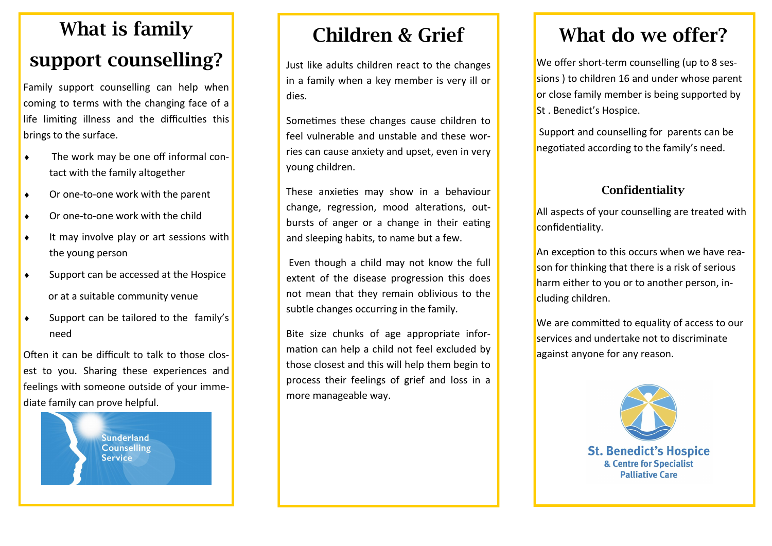# What is family support counselling?

Family support counselling can help when coming to terms with the changing face of a life limiting illness and the difficulties this brings to the surface.

- The work may be one off informal contact with the family altogether
- Or one-to-one work with the parent
- Or one-to-one work with the child
- It may involve play or art sessions with the young person
- Support can be accessed at the Hospice or at a suitable community venue
- Support can be tailored to the family's need

Often it can be difficult to talk to those closest to you. Sharing these experiences and feelings with someone outside of your immediate family can prove helpful.

Sunderland Counselling Service

# Children & Grief

Just like adults children react to the changes in a family when a key member is very ill or dies.

Sometimes these changes cause children to feel vulnerable and unstable and these worries can cause anxiety and upset, even in very young children.

These anxieties may show in a behaviour change, regression, mood alterations, outbursts of anger or a change in their eating and sleeping habits, to name but a few.

Even though a child may not know the full extent of the disease progression this does not mean that they remain oblivious to the subtle changes occurring in the family.

Bite size chunks of age appropriate information can help a child not feel excluded by those closest and this will help them begin to process their feelings of grief and loss in a more manageable way.

# What do we offer?

We offer short-term counselling (up to 8 sessions ) to children 16 and under whose parent or close family member is being supported by St . Benedict's Hospice.

Support and counselling for parents can be negotiated according to the family's need.

## Confidentiality

All aspects of your counselling are treated with confidentiality.

An exception to this occurs when we have reason for thinking that there is a risk of serious harm either to you or to another person, including children.

We are committed to equality of access to our services and undertake not to discriminate against anyone for any reason.

St. Benedict's Hospice
& Centre for Specialist Palliative Care